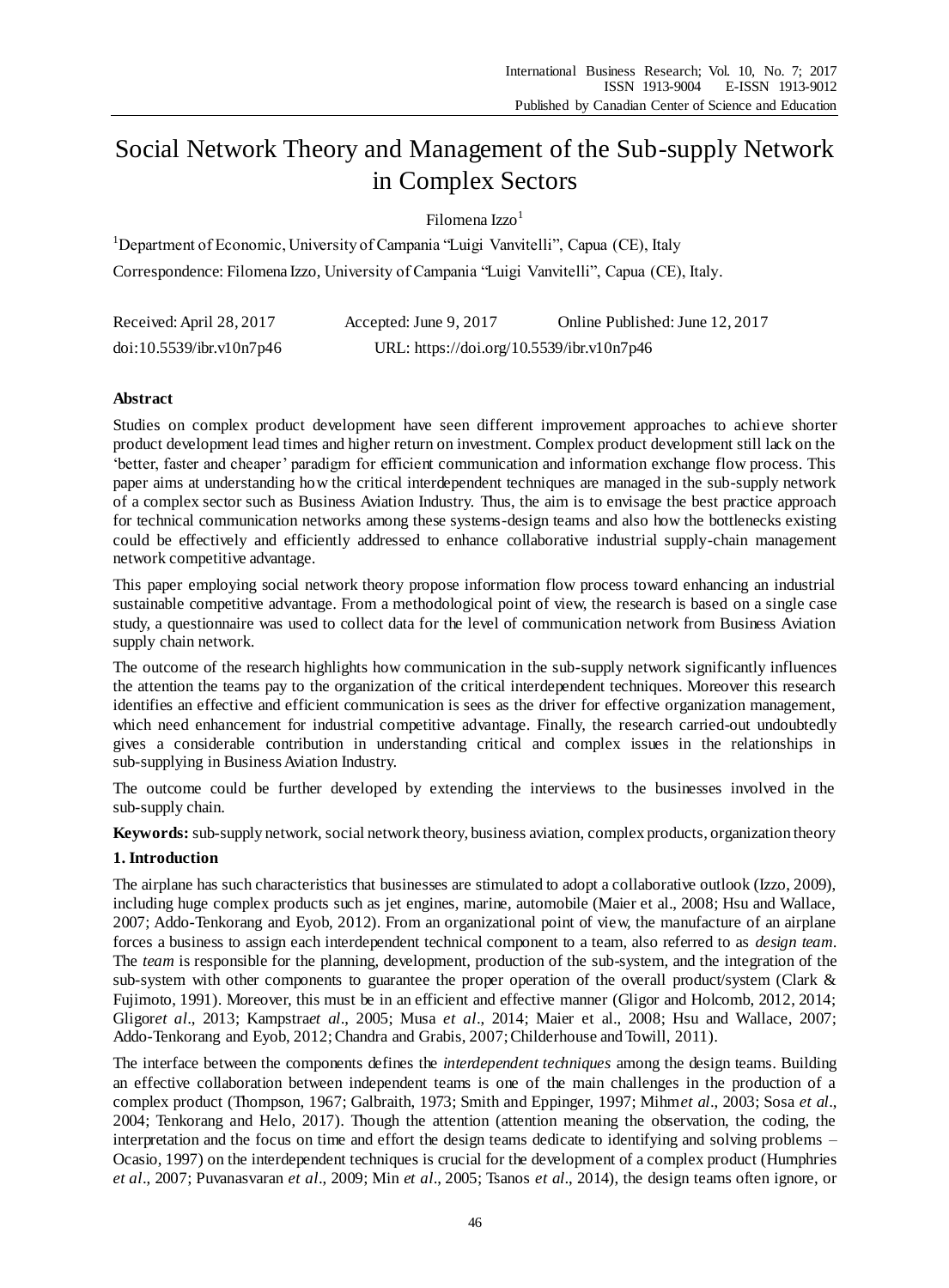# Social Network Theory and Management of the Sub-supply Network in Complex Sectors

Filomena Izzo[1]

[1]Department of Economic, University of Campania "Luigi Vanvitelli", Capua (CE), Italy

Correspondence: Filomena Izzo, University of Campania "Luigi Vanvitelli", Capua (CE), Italy.

Received: April 28, 2017 Accepted: June 9, 2017 Online Published: June 12, 2017

doi:10.5539/ibr.v10n7p46 URL: https://doi.org/10.5539/ibr.v10n7p46

## Abstract

Studies on complex product development have seen different improvement approaches to achieve shorter product development lead times and higher return on investment. Complex product development still lack on the 'better, faster and cheaper' paradigm for efficient communication and information exchange flow process. This paper aims at understanding how the critical interdependent techniques are managed in the sub-supply network of a complex sector such as Business Aviation Industry. Thus, the aim is to envisage the best practice approach for technical communication networks among these systems-design teams and also how the bottlenecks existing could be effectively and efficiently addressed to enhance collaborative industrial supply-chain management network competitive advantage.

This paper employing social network theory propose information flow process toward enhancing an industrial sustainable competitive advantage. From a methodological point of view, the research is based on a single case study, a questionnaire was used to collect data for the level of communication network from Business Aviation supply chain network.

The outcome of the research highlights how communication in the sub-supply network significantly influences the attention the teams pay to the organization of the critical interdependent techniques. Moreover this research identifies an effective and efficient communication is sees as the driver for effective organization management, which need enhancement for industrial competitive advantage. Finally, the research carried-out undoubtedly gives a considerable contribution in understanding critical and complex issues in the relationships in sub-supplying in Business Aviation Industry.

The outcome could be further developed by extending the interviews to the businesses involved in the sub-supply chain.

**Keywords:** sub-supply network, social network theory, business aviation, complex products, organization theory

## 1. Introduction

The airplane has such characteristics that businesses are stimulated to adopt a collaborative outlook (Izzo, 2009), including huge complex products such as jet engines, marine, automobile (Maier et al., 2008; Hsu and Wallace, 2007; Addo-Tenkorang and Eyob, 2012). From an organizational point of view, the manufacture of an airplane forces a business to assign each interdependent technical component to a team, also referred to as *design team*. The *team* is responsible for the planning, development, production of the sub-system, and the integration of the sub-system with other components to guarantee the proper operation of the overall product/system (Clark & Fujimoto, 1991). Moreover, this must be in an efficient and effective manner (Gligor and Holcomb, 2012, 2014; Gligor*et al*., 2013; Kampstra*et al*., 2005; Musa *et al*., 2014; Maier et al., 2008; Hsu and Wallace, 2007; Addo-Tenkorang and Eyob, 2012; Chandra and Grabis, 2007; Childerhouse and Towill, 2011).

The interface between the components defines the *interdependent techniques* among the design teams. Building an effective collaboration between independent teams is one of the main challenges in the production of a complex product (Thompson, 1967; Galbraith, 1973; Smith and Eppinger, 1997; Mihm*et al*., 2003; Sosa *et al*., 2004; Tenkorang and Helo, 2017). Though the attention (attention meaning the observation, the coding, the interpretation and the focus on time and effort the design teams dedicate to identifying and solving problems – Ocasio, 1997) on the interdependent techniques is crucial for the development of a complex product (Humphries *et al*., 2007; Puvanasvaran *et al*., 2009; Min *et al*., 2005; Tsanos *et al*., 2014), the design teams often ignore, or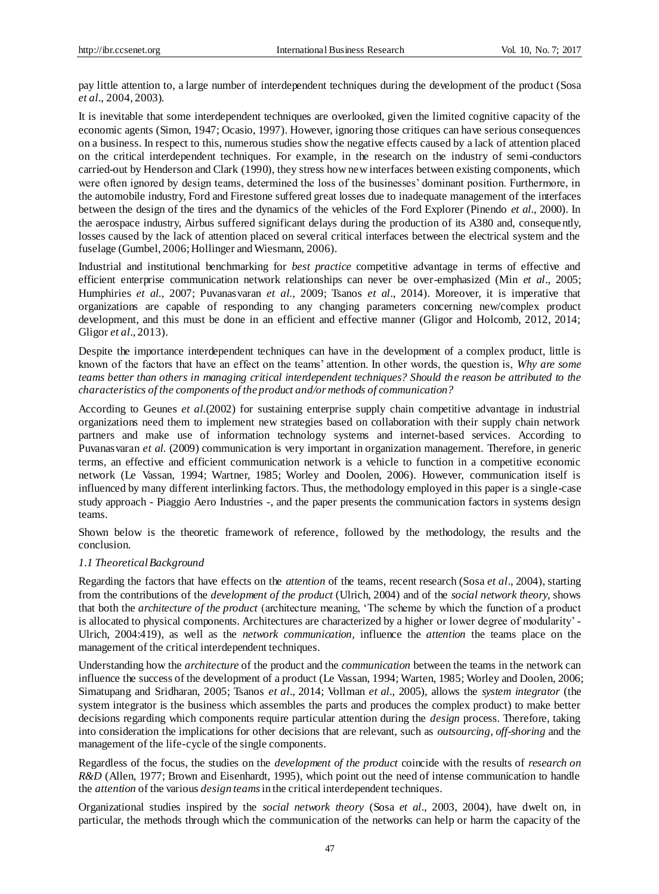pay little attention to, a large number of interdependent techniques during the development of the product (Sosa *et al*., 2004, 2003).

It is inevitable that some interdependent techniques are overlooked, given the limited cognitive capacity of the economic agents (Simon, 1947; Ocasio, 1997). However, ignoring those critiques can have serious consequences on a business. In respect to this, numerous studies show the negative effects caused by a lack of attention placed on the critical interdependent techniques. For example, in the research on the industry of semi-conductors carried-out by Henderson and Clark (1990), they stress how new interfaces between existing components, which were often ignored by design teams, determined the loss of the businesses' dominant position. Furthermore, in the automobile industry, Ford and Firestone suffered great losses due to inadequate management of the interfaces between the design of the tires and the dynamics of the vehicles of the Ford Explorer (Pinendo *et al*., 2000). In the aerospace industry, Airbus suffered significant delays during the production of its A380 and, consequently, losses caused by the lack of attention placed on several critical interfaces between the electrical system and the fuselage (Gumbel, 2006; Hollinger and Wiesmann, 2006).

Industrial and institutional benchmarking for *best practice* competitive advantage in terms of effective and efficient enterprise communication network relationships can never be over-emphasized (Min *et al*., 2005; Humphiries *et al*., 2007; Puvanasvaran *et al*., 2009; Tsanos *et al*., 2014). Moreover, it is imperative that organizations are capable of responding to any changing parameters concerning new/complex product development, and this must be done in an efficient and effective manner (Gligor and Holcomb, 2012, 2014; Gligor *et al*., 2013).

Despite the importance interdependent techniques can have in the development of a complex product, little is known of the factors that have an effect on the teams' attention. In other words, the question is, *Why are some teams better than others in managing critical interdependent techniques? Should the reason be attributed to the characteristics of the components of the product and/or methods of communication?*

According to Geunes *et al*.(2002) for sustaining enterprise supply chain competitive advantage in industrial organizations need them to implement new strategies based on collaboration with their supply chain network partners and make use of information technology systems and internet-based services. According to Puvanasvaran *et al*. (2009) communication is very important in organization management. Therefore, in generic terms, an effective and efficient communication network is a vehicle to function in a competitive economic network (Le Vassan, 1994; Wartner, 1985; Worley and Doolen, 2006). However, communication itself is influenced by many different interlinking factors. Thus, the methodology employed in this paper is a single-case study approach - Piaggio Aero Industries -, and the paper presents the communication factors in systems design teams.

Shown below is the theoretic framework of reference, followed by the methodology, the results and the conclusion.

### *1.1 Theoretical Background*

Regarding the factors that have effects on the *attention* of the teams, recent research (Sosa *et al*., 2004), starting from the contributions of the *development of the product* (Ulrich, 2004) and of the *social network theory*, shows that both the *architecture of the product* (architecture meaning, 'The scheme by which the function of a product is allocated to physical components. Architectures are characterized by a higher or lower degree of modularity' - Ulrich, 2004:419), as well as the *network communication*, influence the *attention* the teams place on the management of the critical interdependent techniques.

Understanding how the *architecture* of the product and the *communication* between the teams in the network can influence the success of the development of a product (Le Vassan, 1994; Warten, 1985; Worley and Doolen, 2006; Simatupang and Sridharan, 2005; Tsanos *et al*., 2014; Vollman *et al*., 2005), allows the *system integrator* (the system integrator is the business which assembles the parts and produces the complex product) to make better decisions regarding which components require particular attention during the *design* process. Therefore, taking into consideration the implications for other decisions that are relevant, such as *outsourcing*, *off-shoring* and the management of the life-cycle of the single components.

Regardless of the focus, the studies on the *development of the product* coincide with the results of *research on R&D* (Allen, 1977; Brown and Eisenhardt, 1995), which point out the need of intense communication to handle the *attention* of the various *design teams* in the critical interdependent techniques.

Organizational studies inspired by the *social network theory* (Sosa *et al*., 2003, 2004), have dwelt on, in particular, the methods through which the communication of the networks can help or harm the capacity of the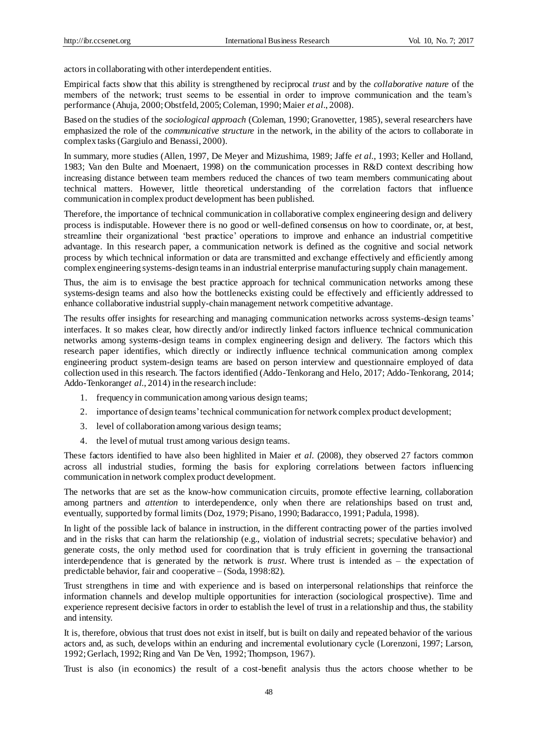actors in collaborating with other interdependent entities.

Empirical facts show that this ability is strengthened by reciprocal *trust* and by the *collaborative nature* of the members of the network; trust seems to be essential in order to improve communication and the team's performance (Ahuja, 2000; Obstfeld, 2005; Coleman, 1990; Maier *et al*., 2008).

Based on the studies of the *sociological approach* (Coleman, 1990; Granovetter, 1985), several researchers have emphasized the role of the *communicative structure* in the network, in the ability of the actors to collaborate in complex tasks (Gargiulo and Benassi, 2000).

In summary, more studies (Allen, 1997, De Meyer and Mizushima, 1989; Jaffe *et al*., 1993; Keller and Holland, 1983; Van den Bulte and Moenaert, 1998) on the communication processes in R&D context describing how increasing distance between team members reduced the chances of two team members communicating about technical matters. However, little theoretical understanding of the correlation factors that influence communication in complex product development has been published.

Therefore, the importance of technical communication in collaborative complex engineering design and delivery process is indisputable. However there is no good or well-defined consensus on how to coordinate, or, at best, streamline their organizational 'best practice' operations to improve and enhance an industrial competitive advantage. In this research paper, a communication network is defined as the cognitive and social network process by which technical information or data are transmitted and exchange effectively and efficiently among complex engineering systems-design teams in an industrial enterprise manufacturing supply chain management.

Thus, the aim is to envisage the best practice approach for technical communication networks among these systems-design teams and also how the bottlenecks existing could be effectively and efficiently addressed to enhance collaborative industrial supply-chain management network competitive advantage.

The results offer insights for researching and managing communication networks across systems-design teams' interfaces. It so makes clear, how directly and/or indirectly linked factors influence technical communication networks among systems-design teams in complex engineering design and delivery. The factors which this research paper identifies, which directly or indirectly influence technical communication among complex engineering product system-design teams are based on person interview and questionnaire employed of data collection used in this research. The factors identified (Addo-Tenkorang and Helo, 2017; Addo-Tenkorang, 2014; Addo-Tenkorang*et al*., 2014) in the research include:

1. frequency in communication among various design teams;
2. importance of design teams' technical communication for network complex product development;
3. level of collaboration among various design teams;
4. the level of mutual trust among various design teams.

These factors identified to have also been highlited in Maier *et al.* (2008), they observed 27 factors common across all industrial studies, forming the basis for exploring correlations between factors influencing communication in network complex product development.

The networks that are set as the know-how communication circuits, promote effective learning, collaboration among partners and *attention* to interdependence, only when there are relationships based on trust and, eventually, supported by formal limits (Doz, 1979; Pisano, 1990; Badaracco, 1991; Padula, 1998).

In light of the possible lack of balance in instruction, in the different contracting power of the parties involved and in the risks that can harm the relationship (e.g., violation of industrial secrets; speculative behavior) and generate costs, the only method used for coordination that is truly efficient in governing the transactional interdependence that is generated by the network is *trust*. Where trust is intended as – the expectation of predictable behavior, fair and cooperative – (Soda, 1998:82).

Trust strengthens in time and with experience and is based on interpersonal relationships that reinforce the information channels and develop multiple opportunities for interaction (sociological prospective). Time and experience represent decisive factors in order to establish the level of trust in a relationship and thus, the stability and intensity.

It is, therefore, obvious that trust does not exist in itself, but is built on daily and repeated behavior of the various actors and, as such, develops within an enduring and incremental evolutionary cycle (Lorenzoni, 1997; Larson, 1992; Gerlach, 1992; Ring and Van De Ven, 1992; Thompson, 1967).

Trust is also (in economics) the result of a cost-benefit analysis thus the actors choose whether to be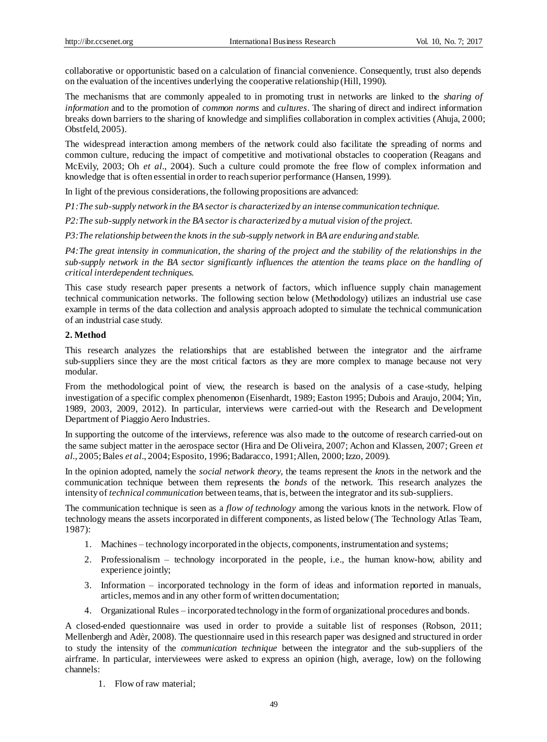collaborative or opportunistic based on a calculation of financial convenience. Consequently, trust also depends on the evaluation of the incentives underlying the cooperative relationship (Hill, 1990).

The mechanisms that are commonly appealed to in promoting trust in networks are linked to the *sharing of information* and to the promotion of *common norms* and *cultures*. The sharing of direct and indirect information breaks down barriers to the sharing of knowledge and simplifies collaboration in complex activities (Ahuja, 2000; Obstfeld, 2005).

The widespread interaction among members of the network could also facilitate the spreading of norms and common culture, reducing the impact of competitive and motivational obstacles to cooperation (Reagans and McEvily, 2003; Oh *et al*., 2004). Such a culture could promote the free flow of complex information and knowledge that is often essential in order to reach superior performance (Hansen, 1999).

In light of the previous considerations, the following propositions are advanced:

*P1: The sub-supply network in the BA sector is characterized by an intense communication technique.*

*P2: The sub-supply network in the BA sector is characterized by a mutual vision of the project.*

*P3: The relationship between the knots in the sub-supply network in BA are enduring and stable.*

*P4: The great intensity in communication, the sharing of the project and the stability of the relationships in the sub-supply network in the BA sector significantly influences the attention the teams place on the handling of critical interdependent techniques.*

This case study research paper presents a network of factors, which influence supply chain management technical communication networks. The following section below (Methodology) utilizes an industrial use case example in terms of the data collection and analysis approach adopted to simulate the technical communication of an industrial case study.

## 2. Method

This research analyzes the relationships that are established between the integrator and the airframe sub-suppliers since they are the most critical factors as they are more complex to manage because not very modular.

From the methodological point of view, the research is based on the analysis of a case-study, helping investigation of a specific complex phenomenon (Eisenhardt, 1989; Easton 1995; Dubois and Araujo, 2004; Yin, 1989, 2003, 2009, 2012). In particular, interviews were carried-out with the Research and Development Department of Piaggio Aero Industries.

In supporting the outcome of the interviews, reference was also made to the outcome of research carried-out on the same subject matter in the aerospace sector (Hira and De Oliveira, 2007; Achon and Klassen, 2007; Green *et al*., 2005; Bales *et al*., 2004; Esposito, 1996; Badaracco, 1991; Allen, 2000; Izzo, 2009).

In the opinion adopted, namely the *social network theory*, the teams represent the *knots* in the network and the communication technique between them represents the *bonds* of the network. This research analyzes the intensity of *technical communication* between teams, that is, between the integrator and its sub-suppliers.

The communication technique is seen as a *flow of technology* among the various knots in the network. Flow of technology means the assets incorporated in different components, as listed below (The Technology Atlas Team, 1987):

1. Machines – technology incorporated in the objects, components, instrumentation and systems;
2. Professionalism – technology incorporated in the people, i.e., the human know-how, ability and experience jointly;
3. Information – incorporated technology in the form of ideas and information reported in manuals, articles, memos and in any other form of written documentation;
4. Organizational Rules – incorporated technology in the form of organizational procedures and bonds.

A closed-ended questionnaire was used in order to provide a suitable list of responses (Robson, 2011; Mellenbergh and Adèr, 2008). The questionnaire used in this research paper was designed and structured in order to study the intensity of the *communication technique* between the integrator and the sub-suppliers of the airframe. In particular, interviewees were asked to express an opinion (high, average, low) on the following channels:

1. Flow of raw material;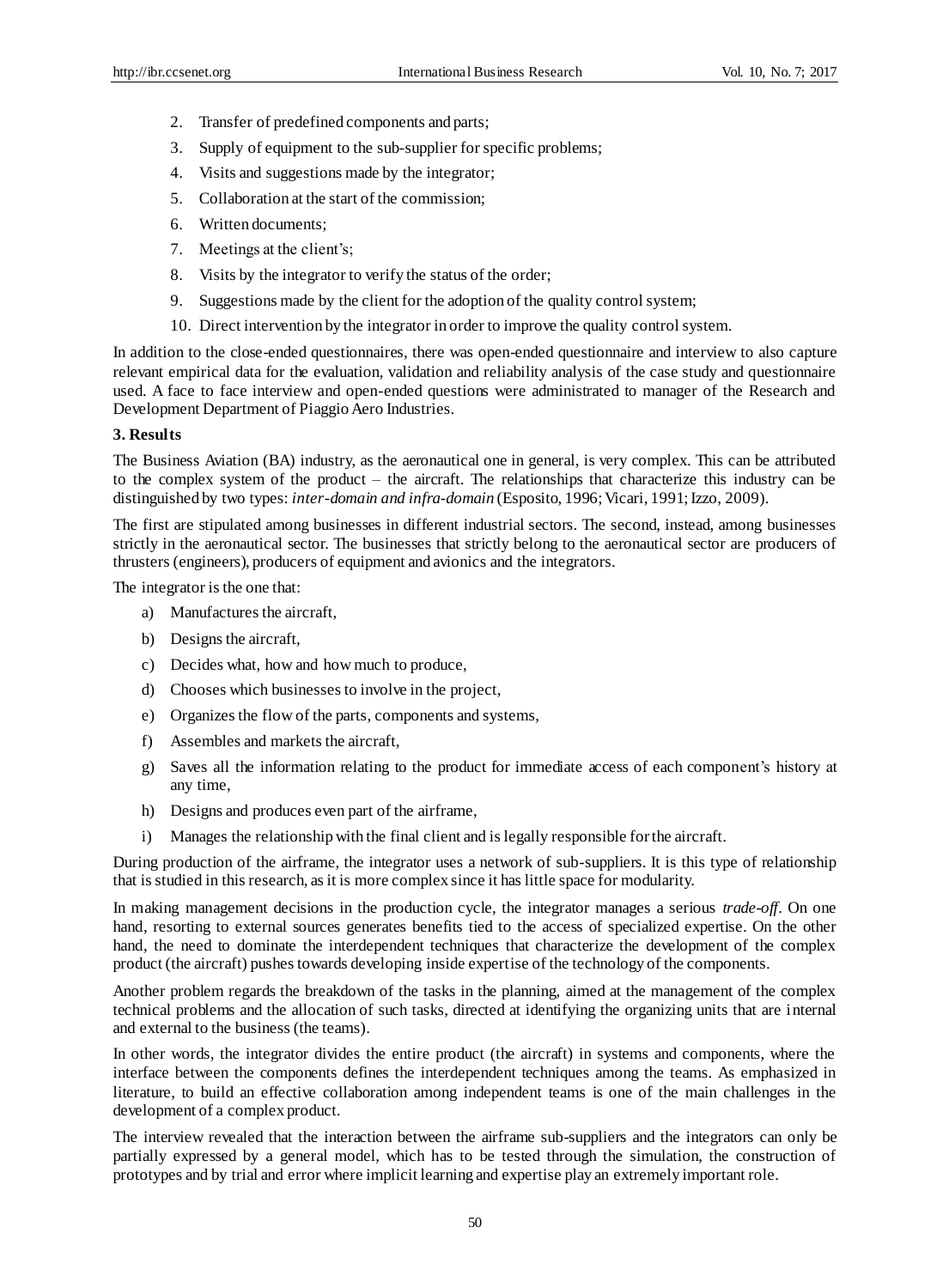2. Transfer of predefined components and parts;
3. Supply of equipment to the sub-supplier for specific problems;
4. Visits and suggestions made by the integrator;
5. Collaboration at the start of the commission;
6. Written documents;
7. Meetings at the client's;
8. Visits by the integrator to verify the status of the order;
9. Suggestions made by the client for the adoption of the quality control system;
10. Direct intervention by the integrator in order to improve the quality control system.

In addition to the close-ended questionnaires, there was open-ended questionnaire and interview to also capture relevant empirical data for the evaluation, validation and reliability analysis of the case study and questionnaire used. A face to face interview and open-ended questions were administrated to manager of the Research and Development Department of Piaggio Aero Industries.

## 3. Results

The Business Aviation (BA) industry, as the aeronautical one in general, is very complex. This can be attributed to the complex system of the product – the aircraft. The relationships that characterize this industry can be distinguished by two types: *inter-domain and infra-domain* (Esposito, 1996; Vicari, 1991; Izzo, 2009).

The first are stipulated among businesses in different industrial sectors. The second, instead, among businesses strictly in the aeronautical sector. The businesses that strictly belong to the aeronautical sector are producers of thrusters (engineers), producers of equipment and avionics and the integrators.

The integrator is the one that:

a) Manufactures the aircraft,
b) Designs the aircraft,
c) Decides what, how and how much to produce,
d) Chooses which businesses to involve in the project,
e) Organizes the flow of the parts, components and systems,
f) Assembles and markets the aircraft,
g) Saves all the information relating to the product for immediate access of each component's history at any time,
h) Designs and produces even part of the airframe,
i) Manages the relationship with the final client and is legally responsible for the aircraft.

During production of the airframe, the integrator uses a network of sub-suppliers. It is this type of relationship that is studied in this research, as it is more complex since it has little space for modularity.

In making management decisions in the production cycle, the integrator manages a serious *trade-off*. On one hand, resorting to external sources generates benefits tied to the access of specialized expertise. On the other hand, the need to dominate the interdependent techniques that characterize the development of the complex product (the aircraft) pushes towards developing inside expertise of the technology of the components.

Another problem regards the breakdown of the tasks in the planning, aimed at the management of the complex technical problems and the allocation of such tasks, directed at identifying the organizing units that are internal and external to the business (the teams).

In other words, the integrator divides the entire product (the aircraft) in systems and components, where the interface between the components defines the interdependent techniques among the teams. As emphasized in literature, to build an effective collaboration among independent teams is one of the main challenges in the development of a complex product.

The interview revealed that the interaction between the airframe sub-suppliers and the integrators can only be partially expressed by a general model, which has to be tested through the simulation, the construction of prototypes and by trial and error where implicit learning and expertise play an extremely important role.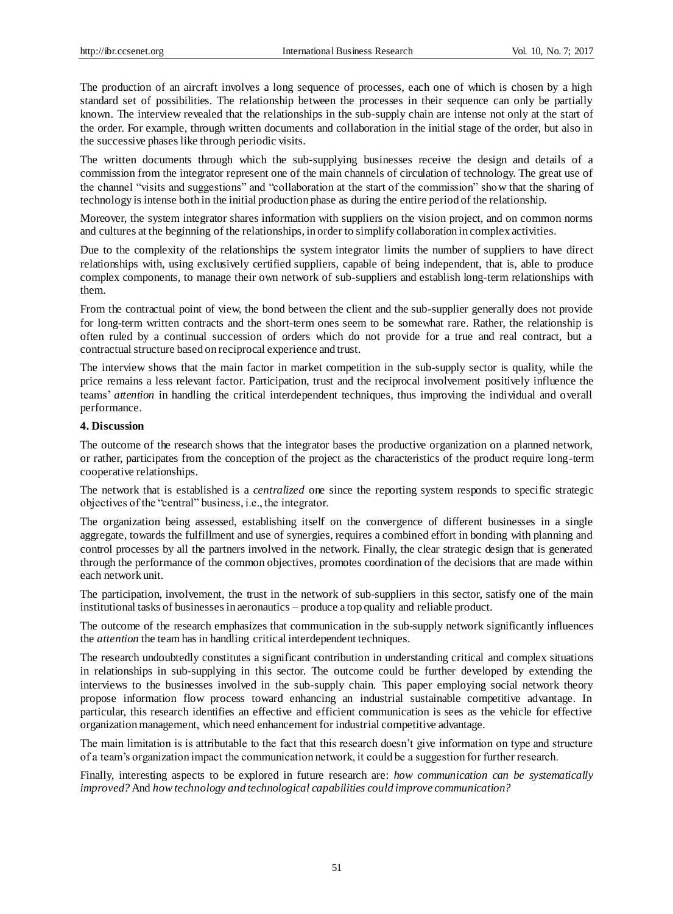The production of an aircraft involves a long sequence of processes, each one of which is chosen by a high standard set of possibilities. The relationship between the processes in their sequence can only be partially known. The interview revealed that the relationships in the sub-supply chain are intense not only at the start of the order. For example, through written documents and collaboration in the initial stage of the order, but also in the successive phases like through periodic visits.

The written documents through which the sub-supplying businesses receive the design and details of a commission from the integrator represent one of the main channels of circulation of technology. The great use of the channel "visits and suggestions" and "collaboration at the start of the commission" show that the sharing of technology is intense both in the initial production phase as during the entire period of the relationship.

Moreover, the system integrator shares information with suppliers on the vision project, and on common norms and cultures at the beginning of the relationships, in order to simplify collaboration in complex activities.

Due to the complexity of the relationships the system integrator limits the number of suppliers to have direct relationships with, using exclusively certified suppliers, capable of being independent, that is, able to produce complex components, to manage their own network of sub-suppliers and establish long-term relationships with them.

From the contractual point of view, the bond between the client and the sub-supplier generally does not provide for long-term written contracts and the short-term ones seem to be somewhat rare. Rather, the relationship is often ruled by a continual succession of orders which do not provide for a true and real contract, but a contractual structure based on reciprocal experience and trust.

The interview shows that the main factor in market competition in the sub-supply sector is quality, while the price remains a less relevant factor. Participation, trust and the reciprocal involvement positively influence the teams' *attention* in handling the critical interdependent techniques, thus improving the individual and overall performance.

## 4. Discussion

The outcome of the research shows that the integrator bases the productive organization on a planned network, or rather, participates from the conception of the project as the characteristics of the product require long-term cooperative relationships.

The network that is established is a *centralized* one since the reporting system responds to specific strategic objectives of the "central" business, i.e., the integrator.

The organization being assessed, establishing itself on the convergence of different businesses in a single aggregate, towards the fulfillment and use of synergies, requires a combined effort in bonding with planning and control processes by all the partners involved in the network. Finally, the clear strategic design that is generated through the performance of the common objectives, promotes coordination of the decisions that are made within each network unit.

The participation, involvement, the trust in the network of sub-suppliers in this sector, satisfy one of the main institutional tasks of businesses in aeronautics – produce a top quality and reliable product.

The outcome of the research emphasizes that communication in the sub-supply network significantly influences the *attention* the team has in handling critical interdependent techniques.

The research undoubtedly constitutes a significant contribution in understanding critical and complex situations in relationships in sub-supplying in this sector. The outcome could be further developed by extending the interviews to the businesses involved in the sub-supply chain. This paper employing social network theory propose information flow process toward enhancing an industrial sustainable competitive advantage. In particular, this research identifies an effective and efficient communication is sees as the vehicle for effective organization management, which need enhancement for industrial competitive advantage.

The main limitation is is attributable to the fact that this research doesn't give information on type and structure of a team's organization impact the communication network, it could be a suggestion for further research.

Finally, interesting aspects to be explored in future research are: *how communication can be systematically improved?* And *how technology and technological capabilities could improve communication?*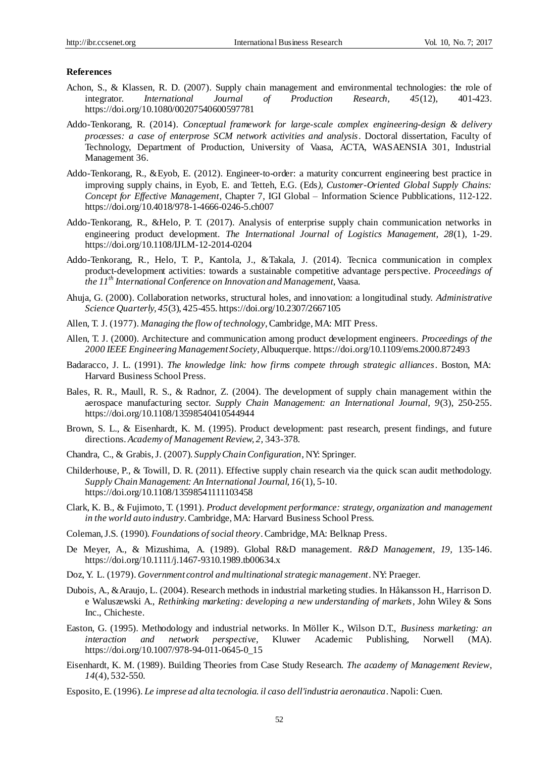**References**

Achon, S., & Klassen, R. D. (2007). Supply chain management and environmental technologies: the role of integrator. *International Journal of Production Research, 45*(12), 401-423. https://doi.org/10.1080/00207540600597781

Addo-Tenkorang, R. (2014). *Conceptual framework for large-scale complex engineering-design & delivery processes: a case of enterprose SCM network activities and analysis*. Doctoral dissertation, Faculty of Technology, Department of Production, University of Vaasa, ACTA, WASAENSIA 301, Industrial Management 36.

Addo-Tenkorang, R., &Eyob, E. (2012). Engineer-to-order: a maturity concurrent engineering best practice in improving supply chains, in Eyob, E. and Tetteh, E.G. (Eds*), Customer-Oriented Global Supply Chains: Concept for Effective Management*, Chapter 7, IGI Global – Information Science Pubblications, 112-122. https://doi.org/10.4018/978-1-4666-0246-5.ch007

Addo-Tenkorang, R., &Helo, P. T. (2017). Analysis of enterprise supply chain communication networks in engineering product development. *The International Journal of Logistics Management, 28*(1), 1-29. https://doi.org/10.1108/IJLM-12-2014-0204

Addo-Tenkorang, R., Helo, T. P., Kantola, J., &Takala, J. (2014). Tecnica communication in complex product-development activities: towards a sustainable competitive advantage perspective. *Proceedings of the 11th International Conference on Innovation and Management*, Vaasa.

Ahuja, G. (2000). Collaboration networks, structural holes, and innovation: a longitudinal study. *Administrative Science Quarterly, 45*(3), 425-455. https://doi.org/10.2307/2667105

Allen, T. J. (1977). *Managing the flow of technology*, Cambridge, MA: MIT Press.

Allen, T. J. (2000). Architecture and communication among product development engineers. *Proceedings of the 2000 IEEE Engineering Management Society*, Albuquerque. https://doi.org/10.1109/ems.2000.872493

Badaracco, J. L. (1991). *The knowledge link: how firms compete through strategic alliances*. Boston, MA: Harvard Business School Press.

Bales, R. R., Maull, R. S., & Radnor, Z. (2004). The development of supply chain management within the aerospace manufacturing sector. *Supply Chain Management: an International Journal, 9*(3), 250-255. https://doi.org/10.1108/13598540410544944

Brown, S. L., & Eisenhardt, K. M. (1995). Product development: past research, present findings, and future directions. *Academy of Management Review, 2,* 343-378.

Chandra, C., & Grabis, J. (2007). *Supply Chain Configuration*, NY: Springer.

Childerhouse, P., & Towill, D. R. (2011). Effective supply chain research via the quick scan audit methodology. *Supply Chain Management: An International Journal, 16*(1), 5-10. https://doi.org/10.1108/13598541111103458

Clark, K. B., & Fujimoto, T. (1991). *Product development performance: strategy, organization and management in the world auto industry*. Cambridge, MA: Harvard Business School Press.

Coleman, J.S. (1990). *Foundations of social theory*. Cambridge, MA: Belknap Press.

De Meyer, A., & Mizushima, A. (1989). Global R&D management. *R&D Management, 19*, 135-146. https://doi.org/10.1111/j.1467-9310.1989.tb00634.x

Doz, Y. L. (1979). *Government control and multinational strategic management*. NY: Praeger.

Dubois, A., &Araujo, L. (2004). Research methods in industrial marketing studies. In Håkansson H., Harrison D. e Waluszewski A., *Rethinking marketing: developing a new understanding of markets*, John Wiley & Sons Inc., Chicheste.

Easton, G. (1995). Methodology and industrial networks. In Möller K., Wilson D.T., *Business marketing: an interaction and network perspective*, Kluwer Academic Publishing, Norwell (MA). https://doi.org/10.1007/978-94-011-0645-0_15

Eisenhardt, K. M. (1989). Building Theories from Case Study Research. *The academy of Management Review*, *14*(4), 532-550.

Esposito, E. (1996). *Le imprese ad alta tecnologia. il caso dell'industria aeronautica*. Napoli: Cuen.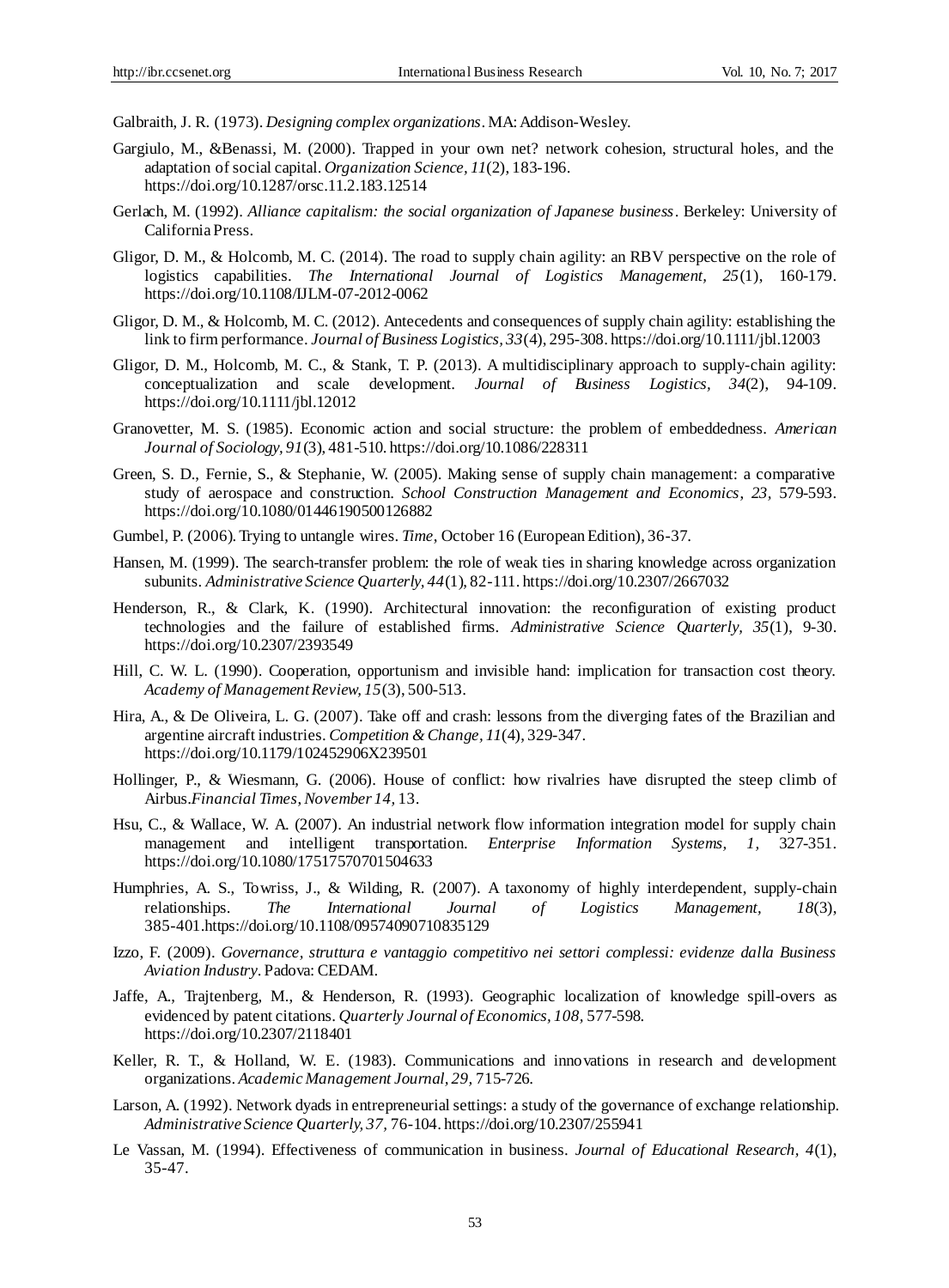Galbraith, J. R. (1973). *Designing complex organizations*. MA: Addison-Wesley.

Gargiulo, M., &Benassi, M. (2000). Trapped in your own net? network cohesion, structural holes, and the adaptation of social capital. *Organization Science, 11*(2), 183-196. https://doi.org/10.1287/orsc.11.2.183.12514

Gerlach, M. (1992). *Alliance capitalism: the social organization of Japanese business*. Berkeley: University of California Press.

Gligor, D. M., & Holcomb, M. C. (2014). The road to supply chain agility: an RBV perspective on the role of logistics capabilities. *The International Journal of Logistics Management, 25*(1), 160-179. https://doi.org/10.1108/IJLM-07-2012-0062

Gligor, D. M., & Holcomb, M. C. (2012). Antecedents and consequences of supply chain agility: establishing the link to firm performance. *Journal of Business Logistics, 33*(4), 295-308. https://doi.org/10.1111/jbl.12003

Gligor, D. M., Holcomb, M. C., & Stank, T. P. (2013). A multidisciplinary approach to supply-chain agility: conceptualization and scale development. *Journal of Business Logistics, 34*(2), 94-109. https://doi.org/10.1111/jbl.12012

Granovetter, M. S. (1985). Economic action and social structure: the problem of embeddedness. *American Journal of Sociology, 91*(3), 481-510. https://doi.org/10.1086/228311

Green, S. D., Fernie, S., & Stephanie, W. (2005). Making sense of supply chain management: a comparative study of aerospace and construction. *School Construction Management and Economics, 23,* 579-593. https://doi.org/10.1080/01446190500126882

Gumbel, P. (2006). Trying to untangle wires. *Time*, October 16 (European Edition), 36-37.

Hansen, M. (1999). The search-transfer problem: the role of weak ties in sharing knowledge across organization subunits. *Administrative Science Quarterly, 44*(1), 82-111. https://doi.org/10.2307/2667032

Henderson, R., & Clark, K. (1990). Architectural innovation: the reconfiguration of existing product technologies and the failure of established firms. *Administrative Science Quarterly, 35*(1), 9-30. https://doi.org/10.2307/2393549

Hill, C. W. L. (1990). Cooperation, opportunism and invisible hand: implication for transaction cost theory. *Academy of Management Review, 15*(3), 500-513.

Hira, A., & De Oliveira, L. G. (2007). Take off and crash: lessons from the diverging fates of the Brazilian and argentine aircraft industries. *Competition & Change, 11*(4), 329-347. https://doi.org/10.1179/102452906X239501

Hollinger, P., & Wiesmann, G. (2006). House of conflict: how rivalries have disrupted the steep climb of Airbus.*Financial Times*, *November 14*, 13.

Hsu, C., & Wallace, W. A. (2007). An industrial network flow information integration model for supply chain management and intelligent transportation. *Enterprise Information Systems, 1,* 327-351. https://doi.org/10.1080/17517570701504633

Humphries, A. S., Towriss, J., & Wilding, R. (2007). A taxonomy of highly interdependent, supply-chain relationships. *The International Journal of Logistics Management, 18*(3), 385-401.https://doi.org/10.1108/09574090710835129

Izzo, F. (2009). *Governance, struttura e vantaggio competitivo nei settori complessi: evidenze dalla Business Aviation Industry*. Padova: CEDAM.

Jaffe, A., Trajtenberg, M., & Henderson, R. (1993). Geographic localization of knowledge spill-overs as evidenced by patent citations. *Quarterly Journal of Economics, 108*, 577-598. https://doi.org/10.2307/2118401

Keller, R. T., & Holland, W. E. (1983). Communications and innovations in research and development organizations. *Academic Management Journal, 29,* 715-726.

Larson, A. (1992). Network dyads in entrepreneurial settings: a study of the governance of exchange relationship. *Administrative Science Quarterly, 37*, 76-104. https://doi.org/10.2307/255941

Le Vassan, M. (1994). Effectiveness of communication in business. *Journal of Educational Research, 4*(1), 35-47.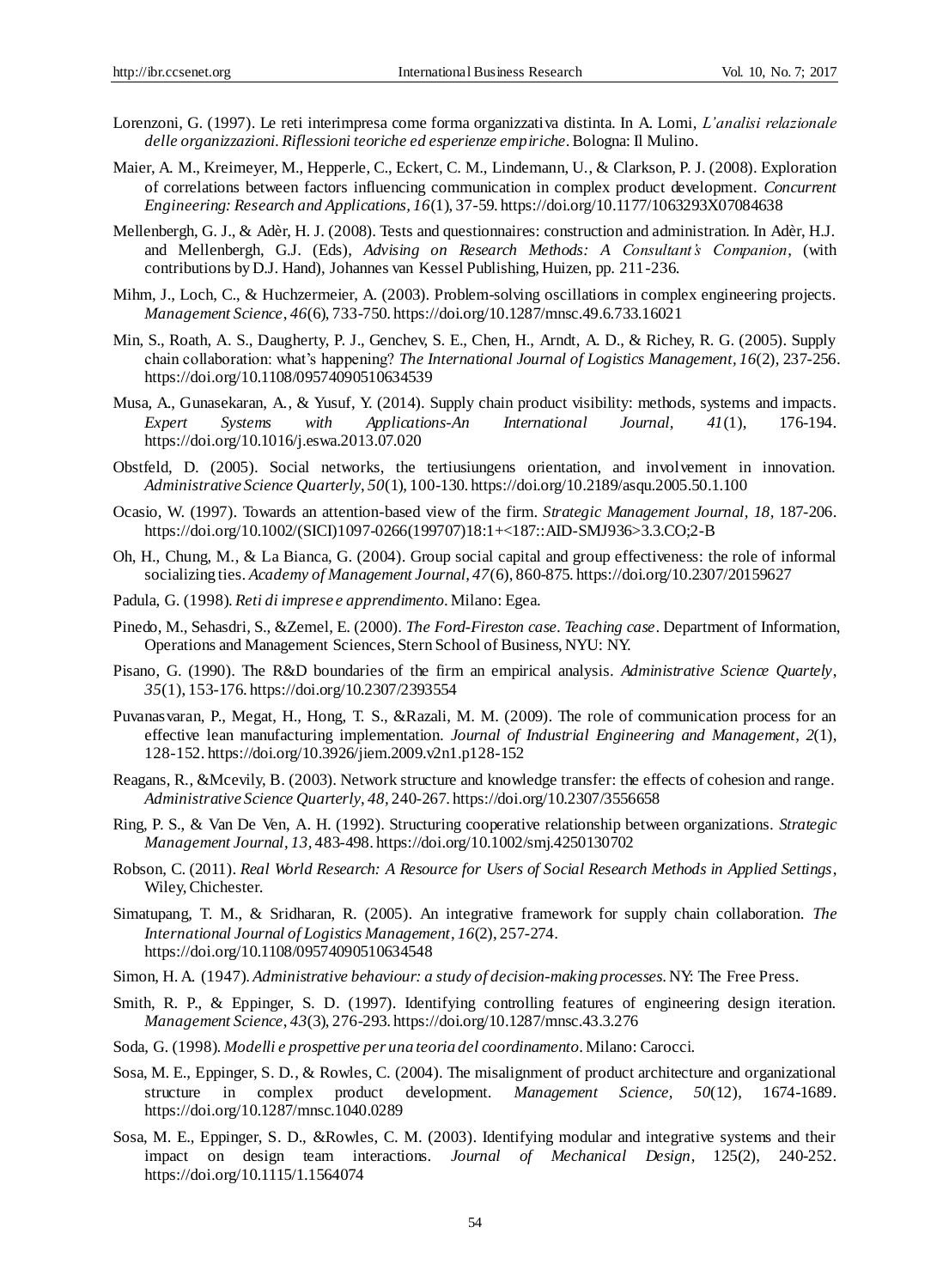Lorenzoni, G. (1997). Le reti interimpresa come forma organizzativa distinta. In A. Lomi, *L'analisi relazionale delle organizzazioni. Riflessioni teoriche ed esperienze empiriche*. Bologna: Il Mulino.

Maier, A. M., Kreimeyer, M., Hepperle, C., Eckert, C. M., Lindemann, U., & Clarkson, P. J. (2008). Exploration of correlations between factors influencing communication in complex product development. *Concurrent Engineering: Research and Applications, 16*(1), 37-59. https://doi.org/10.1177/1063293X07084638

Mellenbergh, G. J., & Adèr, H. J. (2008). Tests and questionnaires: construction and administration. In Adèr, H.J. and Mellenbergh, G.J. (Eds), *Advising on Research Methods: A Consultant's Companion*, (with contributions by D.J. Hand), Johannes van Kessel Publishing, Huizen, pp. 211-236.

Mihm, J., Loch, C., & Huchzermeier, A. (2003). Problem-solving oscillations in complex engineering projects. *Management Science*, *46*(6), 733-750. https://doi.org/10.1287/mnsc.49.6.733.16021

Min, S., Roath, A. S., Daugherty, P. J., Genchev, S. E., Chen, H., Arndt, A. D., & Richey, R. G. (2005). Supply chain collaboration: what's happening? *The International Journal of Logistics Management, 16*(2), 237-256. https://doi.org/10.1108/09574090510634539

Musa, A., Gunasekaran, A., & Yusuf, Y. (2014). Supply chain product visibility: methods, systems and impacts. *Expert Systems with Applications-An International Journal, 41*(1), 176-194. https://doi.org/10.1016/j.eswa.2013.07.020

Obstfeld, D. (2005). Social networks, the tertiusiungens orientation, and involvement in innovation. *Administrative Science Quarterly*, *50*(1), 100-130. https://doi.org/10.2189/asqu.2005.50.1.100

Ocasio, W. (1997). Towards an attention-based view of the firm. *Strategic Management Journal, 18*, 187-206. https://doi.org/10.1002/(SICI)1097-0266(199707)18:1+<187::AID-SMJ936>3.3.CO;2-B

Oh, H., Chung, M., & La Bianca, G. (2004). Group social capital and group effectiveness: the role of informal socializing ties. *Academy of Management Journal, 47*(6), 860-875. https://doi.org/10.2307/20159627

Padula, G. (1998). *Reti di imprese e apprendimento*. Milano: Egea.

Pinedo, M., Sehasdri, S., &Zemel, E. (2000). *The Ford-Fireston case. Teaching case*. Department of Information, Operations and Management Sciences, Stern School of Business, NYU: NY.

Pisano, G. (1990). The R&D boundaries of the firm an empirical analysis. *Administrative Science Quartely*, *35*(1), 153-176. https://doi.org/10.2307/2393554

Puvanasvaran, P., Megat, H., Hong, T. S., &Razali, M. M. (2009). The role of communication process for an effective lean manufacturing implementation. *Journal of Industrial Engineering and Management*, *2*(1), 128-152. https://doi.org/10.3926/jiem.2009.v2n1.p128-152

Reagans, R., &Mcevily, B. (2003). Network structure and knowledge transfer: the effects of cohesion and range. *Administrative Science Quarterly, 48*, 240-267. https://doi.org/10.2307/3556658

Ring, P. S., & Van De Ven, A. H. (1992). Structuring cooperative relationship between organizations. *Strategic Management Journal*, *13*, 483-498. https://doi.org/10.1002/smj.4250130702

Robson, C. (2011). *Real World Research: A Resource for Users of Social Research Methods in Applied Settings*, Wiley, Chichester.

Simatupang, T. M., & Sridharan, R. (2005). An integrative framework for supply chain collaboration. *The International Journal of Logistics Management*, *16*(2), 257-274. https://doi.org/10.1108/09574090510634548

Simon, H. A. (1947). *Administrative behaviour: a study of decision-making processes.* NY: The Free Press.

Smith, R. P., & Eppinger, S. D. (1997). Identifying controlling features of engineering design iteration. *Management Science, 43*(3), 276-293. https://doi.org/10.1287/mnsc.43.3.276

Soda, G. (1998). *Modelli e prospettive per una teoria del coordinamento*. Milano: Carocci.

Sosa, M. E., Eppinger, S. D., & Rowles, C. (2004). The misalignment of product architecture and organizational structure in complex product development. *Management Science, 50*(12), 1674-1689. https://doi.org/10.1287/mnsc.1040.0289

Sosa, M. E., Eppinger, S. D., &Rowles, C. M. (2003). Identifying modular and integrative systems and their impact on design team interactions. *Journal of Mechanical Design*, 125(2), 240-252. https://doi.org/10.1115/1.1564074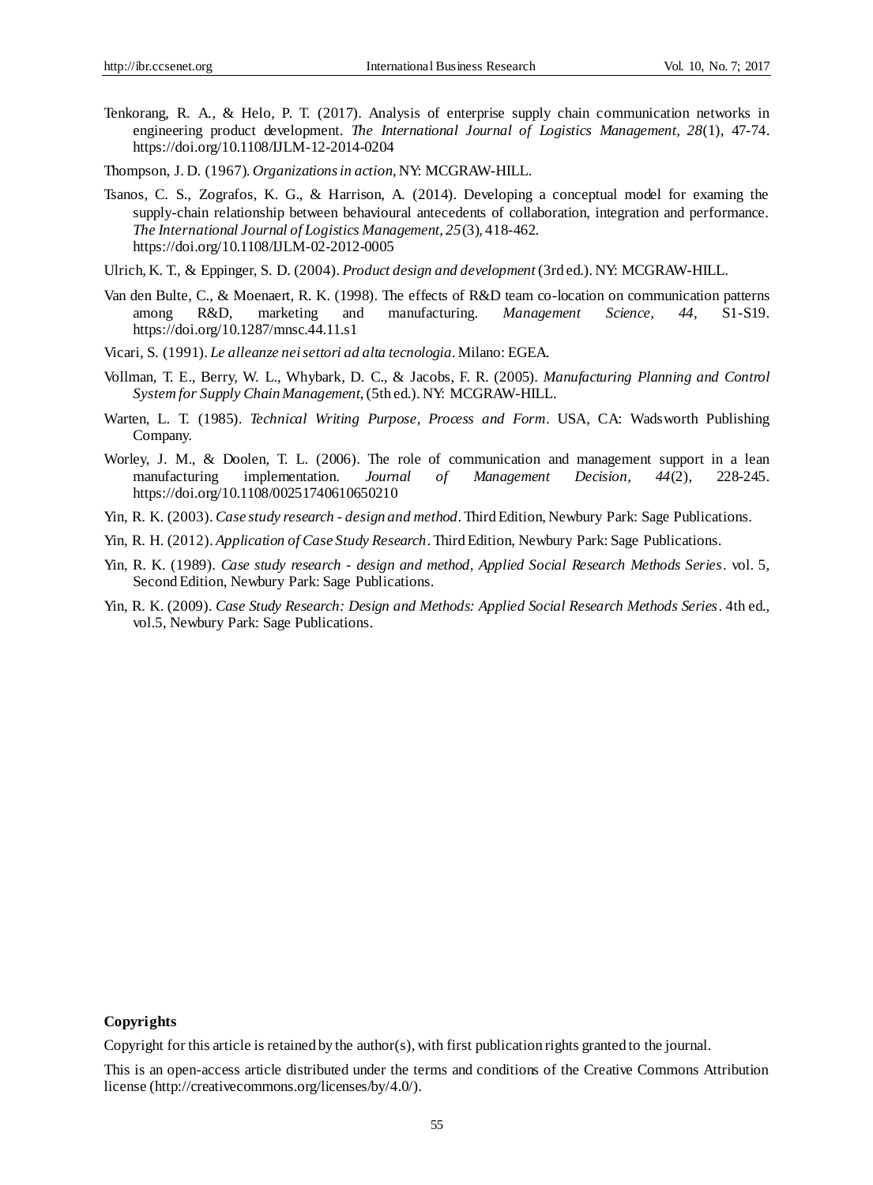Tenkorang, R. A., & Helo, P. T. (2017). Analysis of enterprise supply chain communication networks in engineering product development. *The International Journal of Logistics Management, 28*(1), 47-74. https://doi.org/10.1108/IJLM-12-2014-0204

Thompson, J. D. (1967). *Organizations in action*, NY: MCGRAW-HILL.

Tsanos, C. S., Zografos, K. G., & Harrison, A. (2014). Developing a conceptual model for examing the supply-chain relationship between behavioural antecedents of collaboration, integration and performance. *The International Journal of Logistics Management, 25*(3), 418-462. https://doi.org/10.1108/IJLM-02-2012-0005

Ulrich, K. T., & Eppinger, S. D. (2004). *Product design and development* (3rd ed.). NY: MCGRAW-HILL.

Van den Bulte, C., & Moenaert, R. K. (1998). The effects of R&D team co-location on communication patterns among R&D, marketing and manufacturing. *Management Science, 44*, S1-S19. https://doi.org/10.1287/mnsc.44.11.s1

Vicari, S. (1991). *Le alleanze nei settori ad alta tecnologia*. Milano: EGEA.

Vollman, T. E., Berry, W. L., Whybark, D. C., & Jacobs, F. R. (2005). *Manufacturing Planning and Control System for Supply Chain Management*, (5th ed.). NY: MCGRAW-HILL.

Warten, L. T. (1985). *Technical Writing Purpose, Process and Form*. USA, CA: Wadsworth Publishing Company.

Worley, J. M., & Doolen, T. L. (2006). The role of communication and management support in a lean manufacturing implementation. *Journal of Management Decision, 44*(2), 228-245. https://doi.org/10.1108/00251740610650210

Yin, R. K. (2003). *Case study research - design and method*. Third Edition, Newbury Park: Sage Publications.

Yin, R. H. (2012). *Application of Case Study Research*. Third Edition, Newbury Park: Sage Publications.

Yin, R. K. (1989). *Case study research - design and method, Applied Social Research Methods Series*. vol. 5, Second Edition, Newbury Park: Sage Publications.

Yin, R. K. (2009). *Case Study Research: Design and Methods: Applied Social Research Methods Series*. 4th ed., vol.5, Newbury Park: Sage Publications.

**Copyrights**

Copyright for this article is retained by the author(s), with first publication rights granted to the journal.

This is an open-access article distributed under the terms and conditions of the Creative Commons Attribution license (http://creativecommons.org/licenses/by/4.0/).